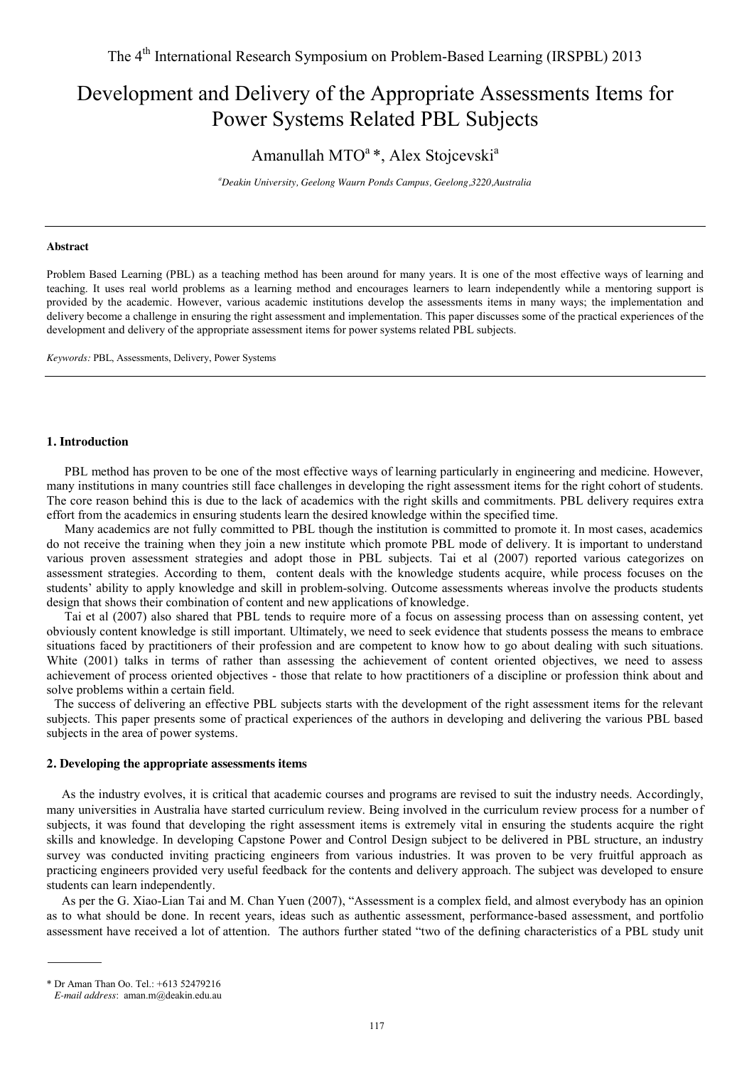The 4th International Research Symposium on Problem-Based Learning (IRSPBL) 2013

# Development and Delivery of the Appropriate Assessments Items for Power Systems Related PBL Subjects

Amanullah MTO[a] *, Alex Stojcevski[a]

[a]*Deakin University, Geelong Waurn Ponds Campus, Geelong,3220,Australia*

---

**Abstract**

Problem Based Learning (PBL) as a teaching method has been around for many years. It is one of the most effective ways of learning and teaching. It uses real world problems as a learning method and encourages learners to learn independently while a mentoring support is provided by the academic. However, various academic institutions develop the assessments items in many ways; the implementation and delivery become a challenge in ensuring the right assessment and implementation. This paper discusses some of the practical experiences of the development and delivery of the appropriate assessment items for power systems related PBL subjects.

*Keywords:* PBL, Assessments, Delivery, Power Systems

---

## 1. Introduction

PBL method has proven to be one of the most effective ways of learning particularly in engineering and medicine. However, many institutions in many countries still face challenges in developing the right assessment items for the right cohort of students. The core reason behind this is due to the lack of academics with the right skills and commitments. PBL delivery requires extra effort from the academics in ensuring students learn the desired knowledge within the specified time.

Many academics are not fully committed to PBL though the institution is committed to promote it. In most cases, academics do not receive the training when they join a new institute which promote PBL mode of delivery. It is important to understand various proven assessment strategies and adopt those in PBL subjects. Tai et al (2007) reported various categorizes on assessment strategies. According to them, content deals with the knowledge students acquire, while process focuses on the students' ability to apply knowledge and skill in problem-solving. Outcome assessments whereas involve the products students design that shows their combination of content and new applications of knowledge.

Tai et al (2007) also shared that PBL tends to require more of a focus on assessing process than on assessing content, yet obviously content knowledge is still important. Ultimately, we need to seek evidence that students possess the means to embrace situations faced by practitioners of their profession and are competent to know how to go about dealing with such situations. White (2001) talks in terms of rather than assessing the achievement of content oriented objectives, we need to assess achievement of process oriented objectives - those that relate to how practitioners of a discipline or profession think about and solve problems within a certain field.

The success of delivering an effective PBL subjects starts with the development of the right assessment items for the relevant subjects. This paper presents some of practical experiences of the authors in developing and delivering the various PBL based subjects in the area of power systems.

## 2. Developing the appropriate assessments items

As the industry evolves, it is critical that academic courses and programs are revised to suit the industry needs. Accordingly, many universities in Australia have started curriculum review. Being involved in the curriculum review process for a number of subjects, it was found that developing the right assessment items is extremely vital in ensuring the students acquire the right skills and knowledge. In developing Capstone Power and Control Design subject to be delivered in PBL structure, an industry survey was conducted inviting practicing engineers from various industries. It was proven to be very fruitful approach as practicing engineers provided very useful feedback for the contents and delivery approach. The subject was developed to ensure students can learn independently.

As per the G. Xiao-Lian Tai and M. Chan Yuen (2007), "Assessment is a complex field, and almost everybody has an opinion as to what should be done. In recent years, ideas such as authentic assessment, performance-based assessment, and portfolio assessment have received a lot of attention. The authors further stated "two of the defining characteristics of a PBL study unit

---

\* Dr Aman Than Oo. Tel.: +613 52479216
*E-mail address*: aman.m@deakin.edu.au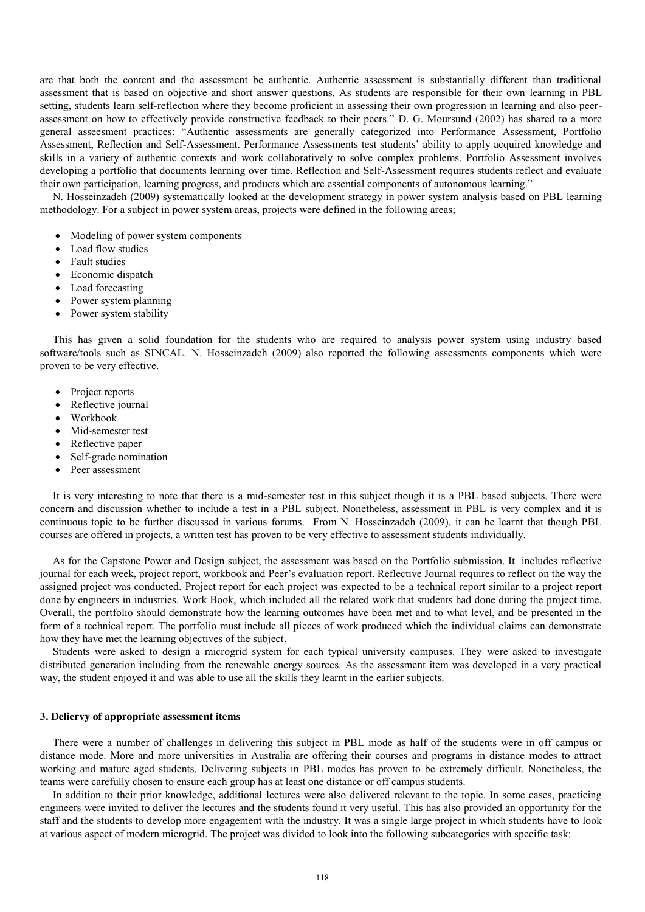are that both the content and the assessment be authentic. Authentic assessment is substantially different than traditional assessment that is based on objective and short answer questions. As students are responsible for their own learning in PBL setting, students learn self-reflection where they become proficient in assessing their own progression in learning and also peer-assessment on how to effectively provide constructive feedback to their peers." D. G. Moursund (2002) has shared to a more general asseesment practices: "Authentic assessments are generally categorized into Performance Assessment, Portfolio Assessment, Reflection and Self-Assessment. Performance Assessments test students' ability to apply acquired knowledge and skills in a variety of authentic contexts and work collaboratively to solve complex problems. Portfolio Assessment involves developing a portfolio that documents learning over time. Reflection and Self-Assessment requires students reflect and evaluate their own participation, learning progress, and products which are essential components of autonomous learning."

N. Hosseinzadeh (2009) systematically looked at the development strategy in power system analysis based on PBL learning methodology. For a subject in power system areas, projects were defined in the following areas;

- Modeling of power system components
- Load flow studies
- Fault studies
- Economic dispatch
- Load forecasting
- Power system planning
- Power system stability

This has given a solid foundation for the students who are required to analysis power system using industry based software/tools such as SINCAL. N. Hosseinzadeh (2009) also reported the following assessments components which were proven to be very effective.

- Project reports
- Reflective journal
- Workbook
- Mid-semester test
- Reflective paper
- Self-grade nomination
- Peer assessment

It is very interesting to note that there is a mid-semester test in this subject though it is a PBL based subjects. There were concern and discussion whether to include a test in a PBL subject. Nonetheless, assessment in PBL is very complex and it is continuous topic to be further discussed in various forums. From N. Hosseinzadeh (2009), it can be learnt that though PBL courses are offered in projects, a written test has proven to be very effective to assessment students individually.

As for the Capstone Power and Design subject, the assessment was based on the Portfolio submission. It includes reflective journal for each week, project report, workbook and Peer's evaluation report. Reflective Journal requires to reflect on the way the assigned project was conducted. Project report for each project was expected to be a technical report similar to a project report done by engineers in industries. Work Book, which included all the related work that students had done during the project time. Overall, the portfolio should demonstrate how the learning outcomes have been met and to what level, and be presented in the form of a technical report. The portfolio must include all pieces of work produced which the individual claims can demonstrate how they have met the learning objectives of the subject.

Students were asked to design a microgrid system for each typical university campuses. They were asked to investigate distributed generation including from the renewable energy sources. As the assessment item was developed in a very practical way, the student enjoyed it and was able to use all the skills they learnt in the earlier subjects.

### 3. Deliervy of appropriate assessment items

There were a number of challenges in delivering this subject in PBL mode as half of the students were in off campus or distance mode. More and more universities in Australia are offering their courses and programs in distance modes to attract working and mature aged students. Delivering subjects in PBL modes has proven to be extremely difficult. Nonetheless, the teams were carefully chosen to ensure each group has at least one distance or off campus students.

In addition to their prior knowledge, additional lectures were also delivered relevant to the topic. In some cases, practicing engineers were invited to deliver the lectures and the students found it very useful. This has also provided an opportunity for the staff and the students to develop more engagement with the industry. It was a single large project in which students have to look at various aspect of modern microgrid. The project was divided to look into the following subcategories with specific task: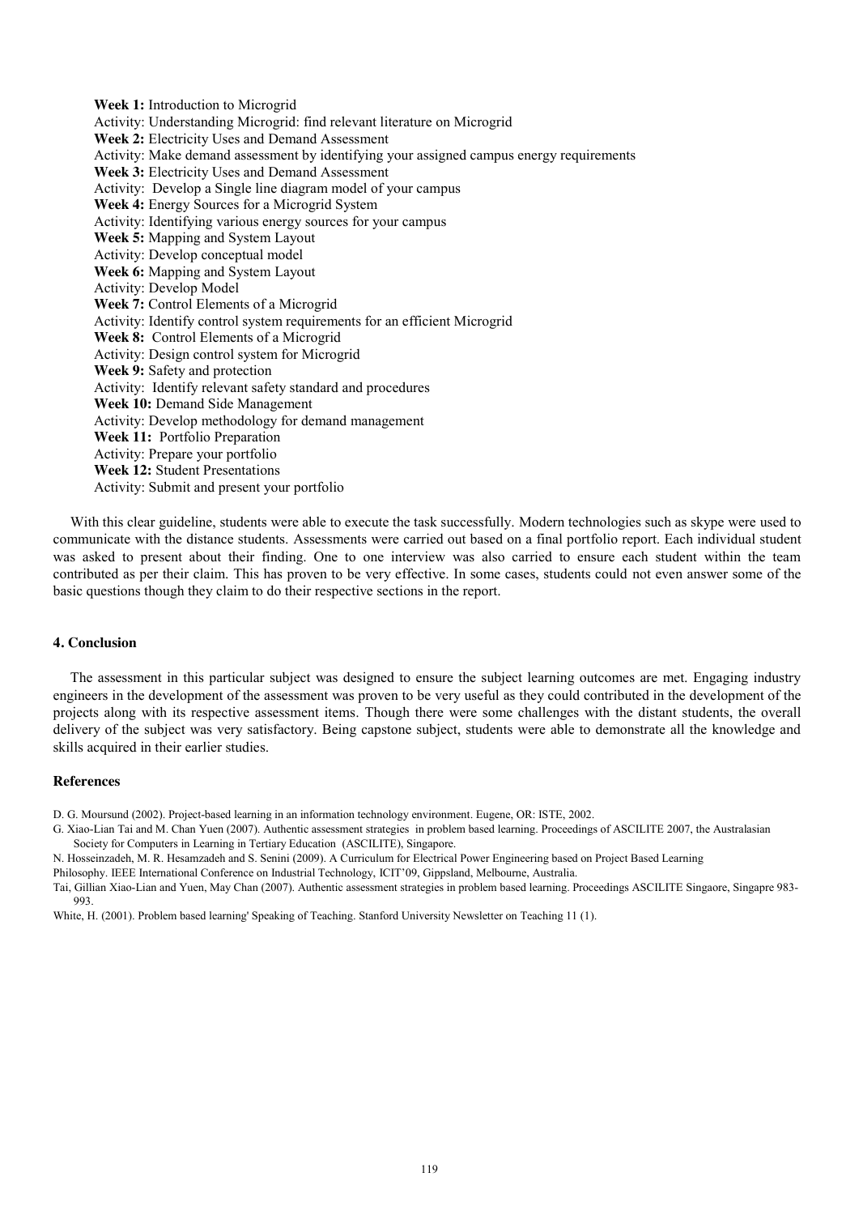**Week 1:** Introduction to Microgrid
Activity: Understanding Microgrid: find relevant literature on Microgrid
**Week 2:** Electricity Uses and Demand Assessment
Activity: Make demand assessment by identifying your assigned campus energy requirements
**Week 3:** Electricity Uses and Demand Assessment
Activity: Develop a Single line diagram model of your campus
**Week 4:** Energy Sources for a Microgrid System
Activity: Identifying various energy sources for your campus
**Week 5:** Mapping and System Layout
Activity: Develop conceptual model
**Week 6:** Mapping and System Layout
Activity: Develop Model
**Week 7:** Control Elements of a Microgrid
Activity: Identify control system requirements for an efficient Microgrid
**Week 8:** Control Elements of a Microgrid
Activity: Design control system for Microgrid
**Week 9:** Safety and protection
Activity: Identify relevant safety standard and procedures
**Week 10:** Demand Side Management
Activity: Develop methodology for demand management
**Week 11:** Portfolio Preparation
Activity: Prepare your portfolio
**Week 12:** Student Presentations
Activity: Submit and present your portfolio

With this clear guideline, students were able to execute the task successfully. Modern technologies such as skype were used to communicate with the distance students. Assessments were carried out based on a final portfolio report. Each individual student was asked to present about their finding. One to one interview was also carried to ensure each student within the team contributed as per their claim. This has proven to be very effective. In some cases, students could not even answer some of the basic questions though they claim to do their respective sections in the report.

### 4. Conclusion

The assessment in this particular subject was designed to ensure the subject learning outcomes are met. Engaging industry engineers in the development of the assessment was proven to be very useful as they could contributed in the development of the projects along with its respective assessment items. Though there were some challenges with the distant students, the overall delivery of the subject was very satisfactory. Being capstone subject, students were able to demonstrate all the knowledge and skills acquired in their earlier studies.

### References

D. G. Moursund (2002). Project-based learning in an information technology environment. Eugene, OR: ISTE, 2002.

G. Xiao-Lian Tai and M. Chan Yuen (2007). Authentic assessment strategies in problem based learning. Proceedings of ASCILITE 2007, the Australasian Society for Computers in Learning in Tertiary Education (ASCILITE), Singapore.

N. Hosseinzadeh, M. R. Hesamzadeh and S. Senini (2009). A Curriculum for Electrical Power Engineering based on Project Based Learning Philosophy. IEEE International Conference on Industrial Technology, ICIT'09, Gippsland, Melbourne, Australia.

Tai, Gillian Xiao-Lian and Yuen, May Chan (2007). Authentic assessment strategies in problem based learning. Proceedings ASCILITE Singaore, Singapre 983-993.

White, H. (2001). Problem based learning' Speaking of Teaching. Stanford University Newsletter on Teaching 11 (1).